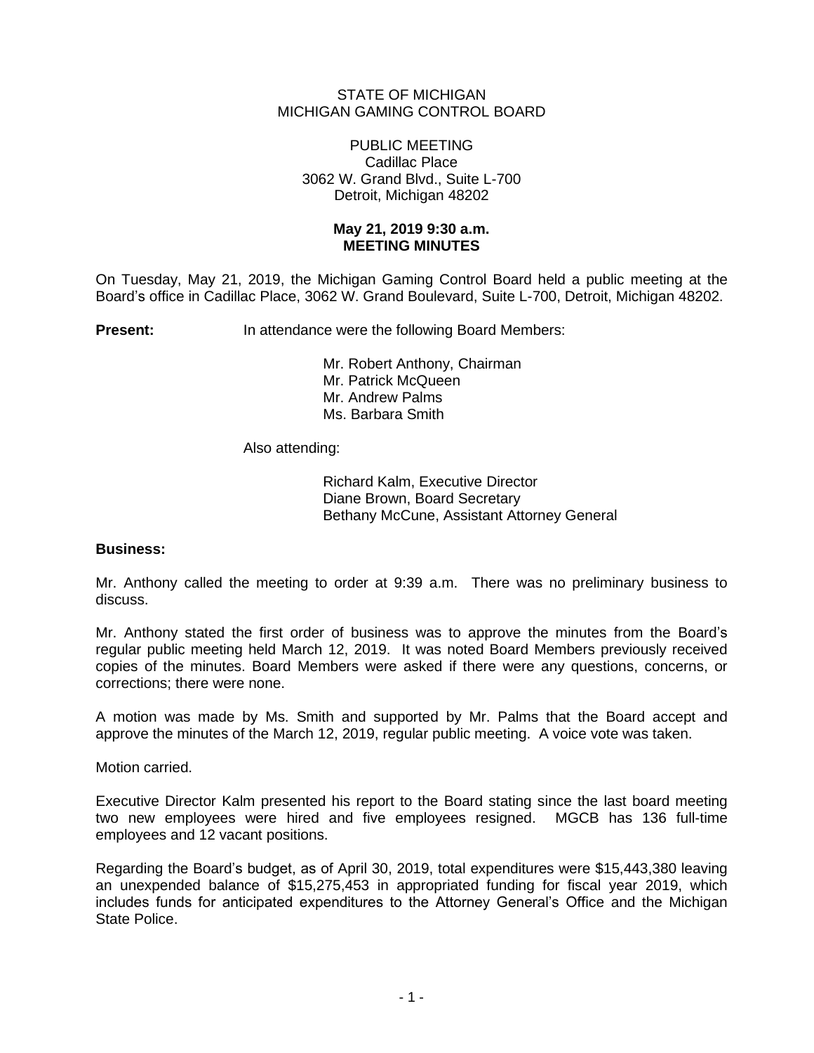STATE OF MICHIGAN
MICHIGAN GAMING CONTROL BOARD

PUBLIC MEETING
Cadillac Place
3062 W. Grand Blvd., Suite L-700
Detroit, Michigan 48202

**May 21, 2019 9:30 a.m.**
**MEETING MINUTES**

On Tuesday, May 21, 2019, the Michigan Gaming Control Board held a public meeting at the Board's office in Cadillac Place, 3062 W. Grand Boulevard, Suite L-700, Detroit, Michigan 48202.

**Present:** In attendance were the following Board Members:

Mr. Robert Anthony, Chairman
Mr. Patrick McQueen
Mr. Andrew Palms
Ms. Barbara Smith

Also attending:

Richard Kalm, Executive Director
Diane Brown, Board Secretary
Bethany McCune, Assistant Attorney General

**Business:**

Mr. Anthony called the meeting to order at 9:39 a.m. There was no preliminary business to discuss.

Mr. Anthony stated the first order of business was to approve the minutes from the Board's regular public meeting held March 12, 2019. It was noted Board Members previously received copies of the minutes. Board Members were asked if there were any questions, concerns, or corrections; there were none.

A motion was made by Ms. Smith and supported by Mr. Palms that the Board accept and approve the minutes of the March 12, 2019, regular public meeting. A voice vote was taken.

Motion carried.

Executive Director Kalm presented his report to the Board stating since the last board meeting two new employees were hired and five employees resigned. MGCB has 136 full-time employees and 12 vacant positions.

Regarding the Board's budget, as of April 30, 2019, total expenditures were $15,443,380 leaving an unexpended balance of $15,275,453 in appropriated funding for fiscal year 2019, which includes funds for anticipated expenditures to the Attorney General's Office and the Michigan State Police.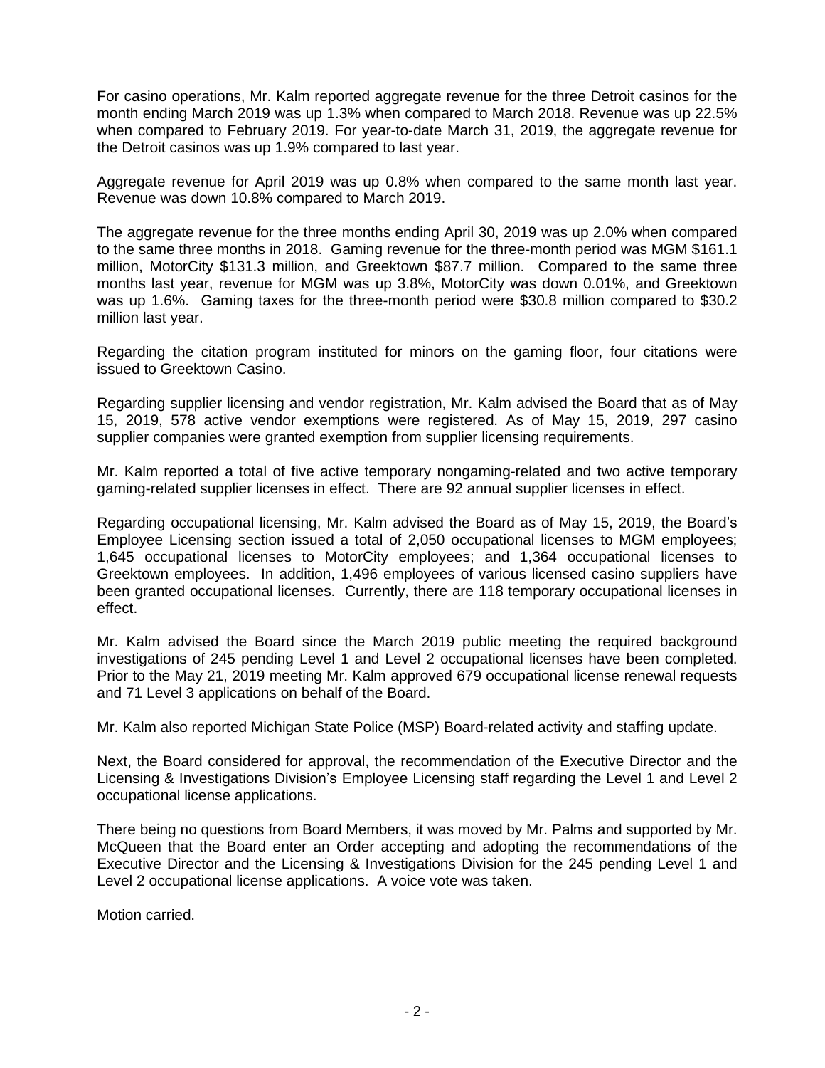For casino operations, Mr. Kalm reported aggregate revenue for the three Detroit casinos for the month ending March 2019 was up 1.3% when compared to March 2018. Revenue was up 22.5% when compared to February 2019. For year-to-date March 31, 2019, the aggregate revenue for the Detroit casinos was up 1.9% compared to last year.

Aggregate revenue for April 2019 was up 0.8% when compared to the same month last year. Revenue was down 10.8% compared to March 2019.

The aggregate revenue for the three months ending April 30, 2019 was up 2.0% when compared to the same three months in 2018. Gaming revenue for the three-month period was MGM $161.1 million, MotorCity $131.3 million, and Greektown $87.7 million. Compared to the same three months last year, revenue for MGM was up 3.8%, MotorCity was down 0.01%, and Greektown was up 1.6%. Gaming taxes for the three-month period were $30.8 million compared to $30.2 million last year.

Regarding the citation program instituted for minors on the gaming floor, four citations were issued to Greektown Casino.

Regarding supplier licensing and vendor registration, Mr. Kalm advised the Board that as of May 15, 2019, 578 active vendor exemptions were registered. As of May 15, 2019, 297 casino supplier companies were granted exemption from supplier licensing requirements.

Mr. Kalm reported a total of five active temporary nongaming-related and two active temporary gaming-related supplier licenses in effect. There are 92 annual supplier licenses in effect.

Regarding occupational licensing, Mr. Kalm advised the Board as of May 15, 2019, the Board's Employee Licensing section issued a total of 2,050 occupational licenses to MGM employees; 1,645 occupational licenses to MotorCity employees; and 1,364 occupational licenses to Greektown employees. In addition, 1,496 employees of various licensed casino suppliers have been granted occupational licenses. Currently, there are 118 temporary occupational licenses in effect.

Mr. Kalm advised the Board since the March 2019 public meeting the required background investigations of 245 pending Level 1 and Level 2 occupational licenses have been completed. Prior to the May 21, 2019 meeting Mr. Kalm approved 679 occupational license renewal requests and 71 Level 3 applications on behalf of the Board.

Mr. Kalm also reported Michigan State Police (MSP) Board-related activity and staffing update.

Next, the Board considered for approval, the recommendation of the Executive Director and the Licensing & Investigations Division's Employee Licensing staff regarding the Level 1 and Level 2 occupational license applications.

There being no questions from Board Members, it was moved by Mr. Palms and supported by Mr. McQueen that the Board enter an Order accepting and adopting the recommendations of the Executive Director and the Licensing & Investigations Division for the 245 pending Level 1 and Level 2 occupational license applications. A voice vote was taken.

Motion carried.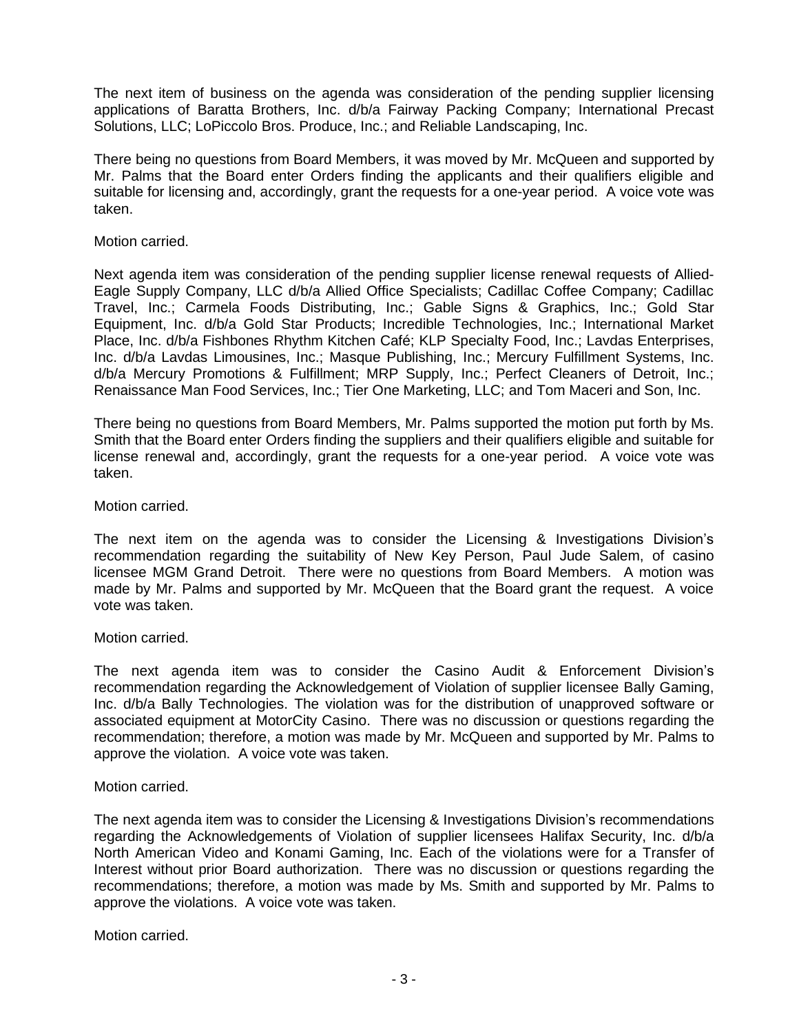The next item of business on the agenda was consideration of the pending supplier licensing applications of Baratta Brothers, Inc. d/b/a Fairway Packing Company; International Precast Solutions, LLC; LoPiccolo Bros. Produce, Inc.; and Reliable Landscaping, Inc.

There being no questions from Board Members, it was moved by Mr. McQueen and supported by Mr. Palms that the Board enter Orders finding the applicants and their qualifiers eligible and suitable for licensing and, accordingly, grant the requests for a one-year period. A voice vote was taken.

Motion carried.

Next agenda item was consideration of the pending supplier license renewal requests of Allied-Eagle Supply Company, LLC d/b/a Allied Office Specialists; Cadillac Coffee Company; Cadillac Travel, Inc.; Carmela Foods Distributing, Inc.; Gable Signs & Graphics, Inc.; Gold Star Equipment, Inc. d/b/a Gold Star Products; Incredible Technologies, Inc.; International Market Place, Inc. d/b/a Fishbones Rhythm Kitchen Café; KLP Specialty Food, Inc.; Lavdas Enterprises, Inc. d/b/a Lavdas Limousines, Inc.; Masque Publishing, Inc.; Mercury Fulfillment Systems, Inc. d/b/a Mercury Promotions & Fulfillment; MRP Supply, Inc.; Perfect Cleaners of Detroit, Inc.; Renaissance Man Food Services, Inc.; Tier One Marketing, LLC; and Tom Maceri and Son, Inc.

There being no questions from Board Members, Mr. Palms supported the motion put forth by Ms. Smith that the Board enter Orders finding the suppliers and their qualifiers eligible and suitable for license renewal and, accordingly, grant the requests for a one-year period. A voice vote was taken.

Motion carried.

The next item on the agenda was to consider the Licensing & Investigations Division's recommendation regarding the suitability of New Key Person, Paul Jude Salem, of casino licensee MGM Grand Detroit. There were no questions from Board Members. A motion was made by Mr. Palms and supported by Mr. McQueen that the Board grant the request. A voice vote was taken.

Motion carried.

The next agenda item was to consider the Casino Audit & Enforcement Division's recommendation regarding the Acknowledgement of Violation of supplier licensee Bally Gaming, Inc. d/b/a Bally Technologies. The violation was for the distribution of unapproved software or associated equipment at MotorCity Casino. There was no discussion or questions regarding the recommendation; therefore, a motion was made by Mr. McQueen and supported by Mr. Palms to approve the violation. A voice vote was taken.

Motion carried.

The next agenda item was to consider the Licensing & Investigations Division's recommendations regarding the Acknowledgements of Violation of supplier licensees Halifax Security, Inc. d/b/a North American Video and Konami Gaming, Inc. Each of the violations were for a Transfer of Interest without prior Board authorization. There was no discussion or questions regarding the recommendations; therefore, a motion was made by Ms. Smith and supported by Mr. Palms to approve the violations. A voice vote was taken.

Motion carried.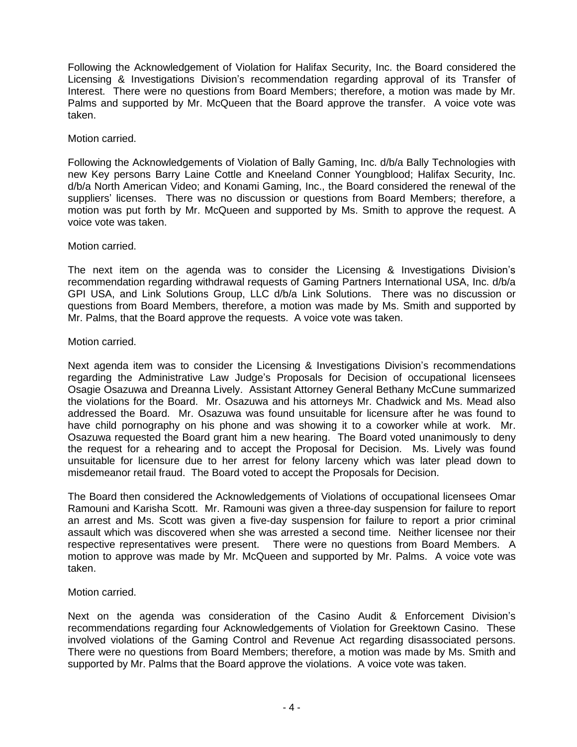Following the Acknowledgement of Violation for Halifax Security, Inc. the Board considered the Licensing & Investigations Division's recommendation regarding approval of its Transfer of Interest. There were no questions from Board Members; therefore, a motion was made by Mr. Palms and supported by Mr. McQueen that the Board approve the transfer. A voice vote was taken.

Motion carried.

Following the Acknowledgements of Violation of Bally Gaming, Inc. d/b/a Bally Technologies with new Key persons Barry Laine Cottle and Kneeland Conner Youngblood; Halifax Security, Inc. d/b/a North American Video; and Konami Gaming, Inc., the Board considered the renewal of the suppliers' licenses. There was no discussion or questions from Board Members; therefore, a motion was put forth by Mr. McQueen and supported by Ms. Smith to approve the request. A voice vote was taken.

Motion carried.

The next item on the agenda was to consider the Licensing & Investigations Division's recommendation regarding withdrawal requests of Gaming Partners International USA, Inc. d/b/a GPI USA, and Link Solutions Group, LLC d/b/a Link Solutions. There was no discussion or questions from Board Members, therefore, a motion was made by Ms. Smith and supported by Mr. Palms, that the Board approve the requests. A voice vote was taken.

Motion carried.

Next agenda item was to consider the Licensing & Investigations Division's recommendations regarding the Administrative Law Judge's Proposals for Decision of occupational licensees Osagie Osazuwa and Dreanna Lively. Assistant Attorney General Bethany McCune summarized the violations for the Board. Mr. Osazuwa and his attorneys Mr. Chadwick and Ms. Mead also addressed the Board. Mr. Osazuwa was found unsuitable for licensure after he was found to have child pornography on his phone and was showing it to a coworker while at work. Mr. Osazuwa requested the Board grant him a new hearing. The Board voted unanimously to deny the request for a rehearing and to accept the Proposal for Decision. Ms. Lively was found unsuitable for licensure due to her arrest for felony larceny which was later plead down to misdemeanor retail fraud. The Board voted to accept the Proposals for Decision.

The Board then considered the Acknowledgements of Violations of occupational licensees Omar Ramouni and Karisha Scott. Mr. Ramouni was given a three-day suspension for failure to report an arrest and Ms. Scott was given a five-day suspension for failure to report a prior criminal assault which was discovered when she was arrested a second time. Neither licensee nor their respective representatives were present. There were no questions from Board Members. A motion to approve was made by Mr. McQueen and supported by Mr. Palms. A voice vote was taken.

Motion carried.

Next on the agenda was consideration of the Casino Audit & Enforcement Division's recommendations regarding four Acknowledgements of Violation for Greektown Casino. These involved violations of the Gaming Control and Revenue Act regarding disassociated persons. There were no questions from Board Members; therefore, a motion was made by Ms. Smith and supported by Mr. Palms that the Board approve the violations. A voice vote was taken.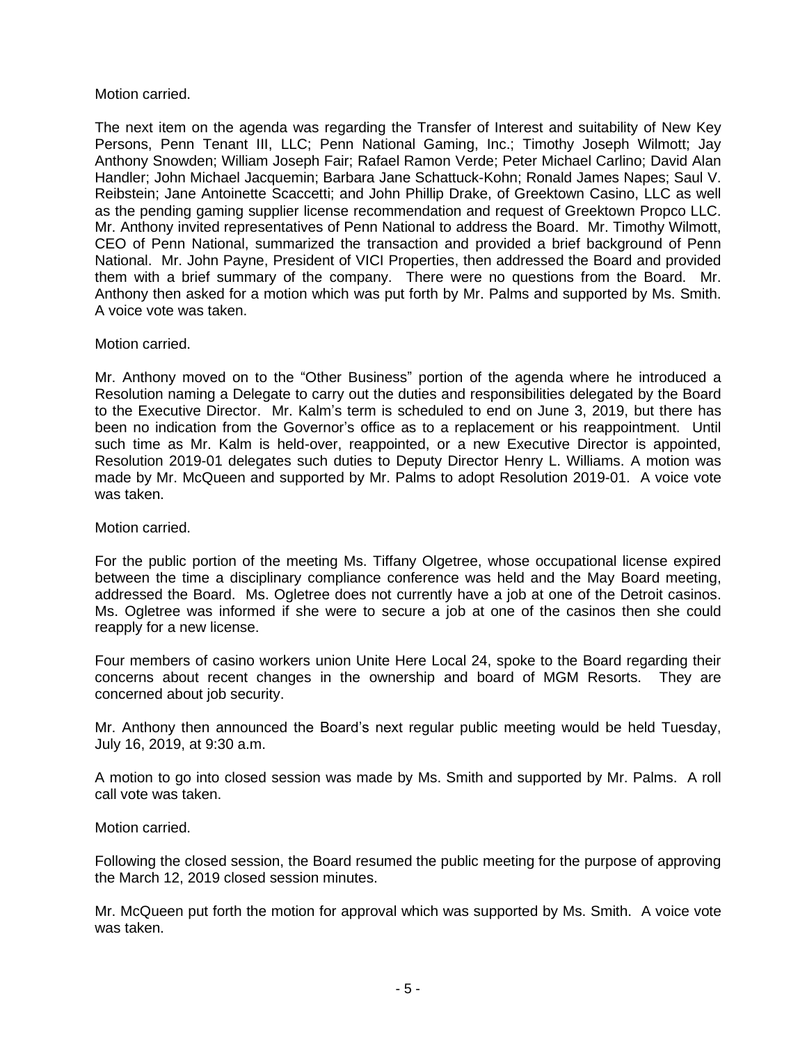Motion carried.

The next item on the agenda was regarding the Transfer of Interest and suitability of New Key Persons, Penn Tenant III, LLC; Penn National Gaming, Inc.; Timothy Joseph Wilmott; Jay Anthony Snowden; William Joseph Fair; Rafael Ramon Verde; Peter Michael Carlino; David Alan Handler; John Michael Jacquemin; Barbara Jane Schattuck-Kohn; Ronald James Napes; Saul V. Reibstein; Jane Antoinette Scaccetti; and John Phillip Drake, of Greektown Casino, LLC as well as the pending gaming supplier license recommendation and request of Greektown Propco LLC. Mr. Anthony invited representatives of Penn National to address the Board. Mr. Timothy Wilmott, CEO of Penn National, summarized the transaction and provided a brief background of Penn National. Mr. John Payne, President of VICI Properties, then addressed the Board and provided them with a brief summary of the company. There were no questions from the Board. Mr. Anthony then asked for a motion which was put forth by Mr. Palms and supported by Ms. Smith. A voice vote was taken.

Motion carried.

Mr. Anthony moved on to the "Other Business" portion of the agenda where he introduced a Resolution naming a Delegate to carry out the duties and responsibilities delegated by the Board to the Executive Director. Mr. Kalm's term is scheduled to end on June 3, 2019, but there has been no indication from the Governor's office as to a replacement or his reappointment. Until such time as Mr. Kalm is held-over, reappointed, or a new Executive Director is appointed, Resolution 2019-01 delegates such duties to Deputy Director Henry L. Williams. A motion was made by Mr. McQueen and supported by Mr. Palms to adopt Resolution 2019-01. A voice vote was taken.

Motion carried.

For the public portion of the meeting Ms. Tiffany Olgetree, whose occupational license expired between the time a disciplinary compliance conference was held and the May Board meeting, addressed the Board. Ms. Ogletree does not currently have a job at one of the Detroit casinos. Ms. Ogletree was informed if she were to secure a job at one of the casinos then she could reapply for a new license.

Four members of casino workers union Unite Here Local 24, spoke to the Board regarding their concerns about recent changes in the ownership and board of MGM Resorts. They are concerned about job security.

Mr. Anthony then announced the Board's next regular public meeting would be held Tuesday, July 16, 2019, at 9:30 a.m.

A motion to go into closed session was made by Ms. Smith and supported by Mr. Palms. A roll call vote was taken.

Motion carried.

Following the closed session, the Board resumed the public meeting for the purpose of approving the March 12, 2019 closed session minutes.

Mr. McQueen put forth the motion for approval which was supported by Ms. Smith. A voice vote was taken.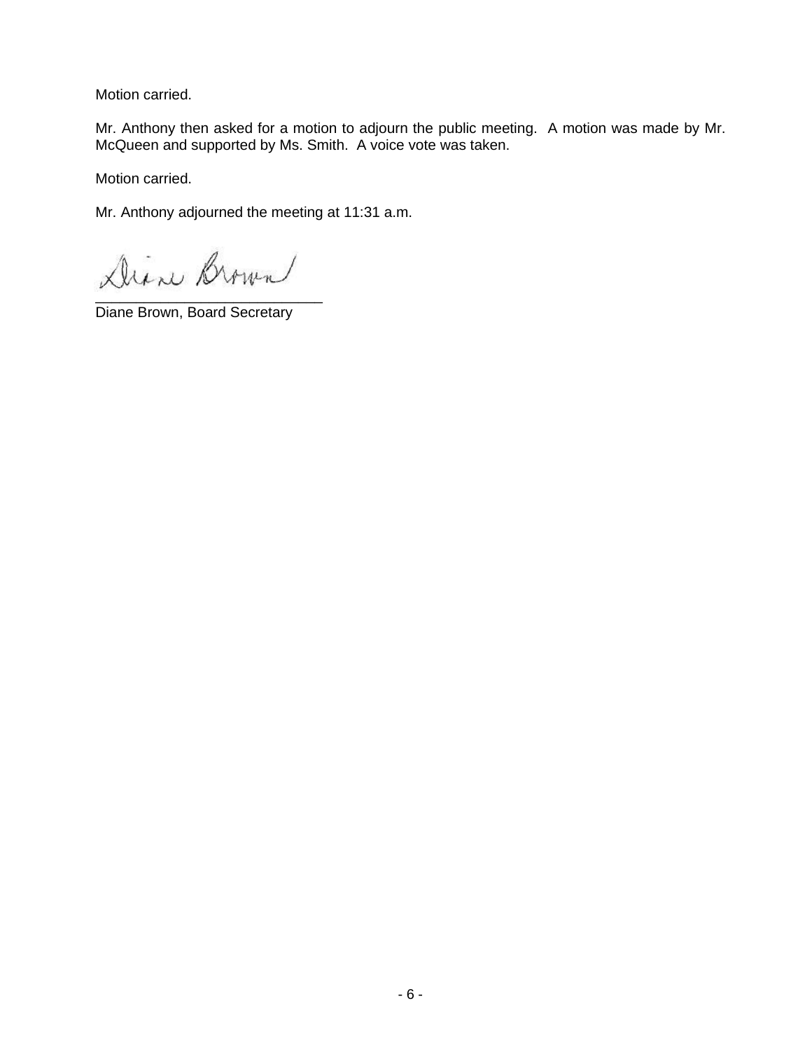Motion carried.

Mr. Anthony then asked for a motion to adjourn the public meeting. A motion was made by Mr. McQueen and supported by Ms. Smith. A voice vote was taken.

Motion carried.

Mr. Anthony adjourned the meeting at 11:31 a.m.

Diane Brown

\_\_\_\_\_\_\_\_\_\_\_\_\_\_\_\_\_\_\_\_\_\_\_\_\_\_\_\_

Diane Brown, Board Secretary